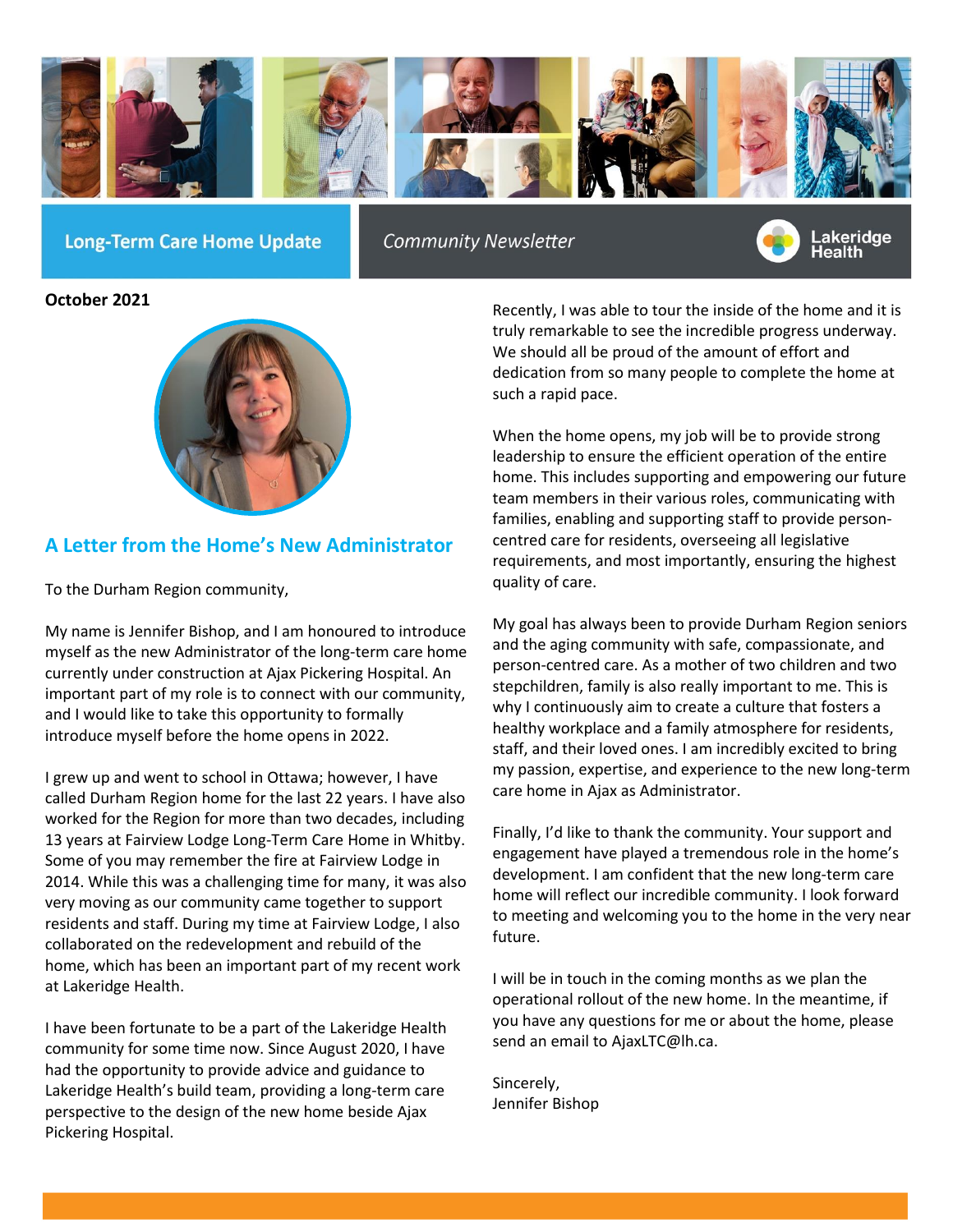**Long-Term Care Home Update** | *Community Newsletter* | Lakeridge Health

**October 2021**

## A Letter from the Home's New Administrator

To the Durham Region community,

My name is Jennifer Bishop, and I am honoured to introduce myself as the new Administrator of the long-term care home currently under construction at Ajax Pickering Hospital. An important part of my role is to connect with our community, and I would like to take this opportunity to formally introduce myself before the home opens in 2022.

I grew up and went to school in Ottawa; however, I have called Durham Region home for the last 22 years. I have also worked for the Region for more than two decades, including 13 years at Fairview Lodge Long-Term Care Home in Whitby. Some of you may remember the fire at Fairview Lodge in 2014. While this was a challenging time for many, it was also very moving as our community came together to support residents and staff. During my time at Fairview Lodge, I also collaborated on the redevelopment and rebuild of the home, which has been an important part of my recent work at Lakeridge Health.

I have been fortunate to be a part of the Lakeridge Health community for some time now. Since August 2020, I have had the opportunity to provide advice and guidance to Lakeridge Health's build team, providing a long-term care perspective to the design of the new home beside Ajax Pickering Hospital.

Recently, I was able to tour the inside of the home and it is truly remarkable to see the incredible progress underway. We should all be proud of the amount of effort and dedication from so many people to complete the home at such a rapid pace.

When the home opens, my job will be to provide strong leadership to ensure the efficient operation of the entire home. This includes supporting and empowering our future team members in their various roles, communicating with families, enabling and supporting staff to provide person-centred care for residents, overseeing all legislative requirements, and most importantly, ensuring the highest quality of care.

My goal has always been to provide Durham Region seniors and the aging community with safe, compassionate, and person-centred care. As a mother of two children and two stepchildren, family is also really important to me. This is why I continuously aim to create a culture that fosters a healthy workplace and a family atmosphere for residents, staff, and their loved ones. I am incredibly excited to bring my passion, expertise, and experience to the new long-term care home in Ajax as Administrator.

Finally, I'd like to thank the community. Your support and engagement have played a tremendous role in the home's development. I am confident that the new long-term care home will reflect our incredible community. I look forward to meeting and welcoming you to the home in the very near future.

I will be in touch in the coming months as we plan the operational rollout of the new home. In the meantime, if you have any questions for me or about the home, please send an email to AjaxLTC@lh.ca.

Sincerely,
Jennifer Bishop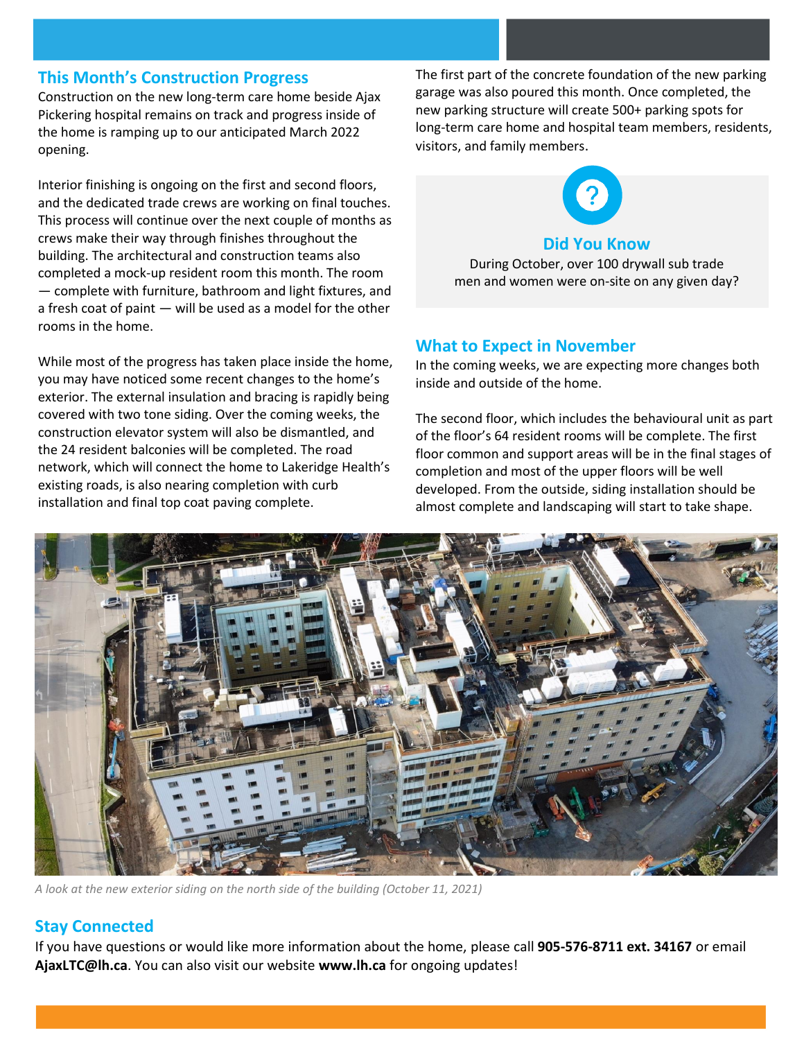## This Month's Construction Progress

Construction on the new long-term care home beside Ajax Pickering hospital remains on track and progress inside of the home is ramping up to our anticipated March 2022 opening.

Interior finishing is ongoing on the first and second floors, and the dedicated trade crews are working on final touches. This process will continue over the next couple of months as crews make their way through finishes throughout the building. The architectural and construction teams also completed a mock-up resident room this month. The room — complete with furniture, bathroom and light fixtures, and a fresh coat of paint — will be used as a model for the other rooms in the home.

While most of the progress has taken place inside the home, you may have noticed some recent changes to the home's exterior. The external insulation and bracing is rapidly being covered with two tone siding. Over the coming weeks, the construction elevator system will also be dismantled, and the 24 resident balconies will be completed. The road network, which will connect the home to Lakeridge Health's existing roads, is also nearing completion with curb installation and final top coat paving complete.

The first part of the concrete foundation of the new parking garage was also poured this month. Once completed, the new parking structure will create 500+ parking spots for long-term care home and hospital team members, residents, visitors, and family members.

### Did You Know

During October, over 100 drywall sub trade men and women were on-site on any given day?

## What to Expect in November

In the coming weeks, we are expecting more changes both inside and outside of the home.

The second floor, which includes the behavioural unit as part of the floor's 64 resident rooms will be complete. The first floor common and support areas will be in the final stages of completion and most of the upper floors will be well developed. From the outside, siding installation should be almost complete and landscaping will start to take shape.

*A look at the new exterior siding on the north side of the building (October 11, 2021)*

## Stay Connected

If you have questions or would like more information about the home, please call **905-576-8711 ext. 34167** or email **AjaxLTC@lh.ca**. You can also visit our website **www.lh.ca** for ongoing updates!